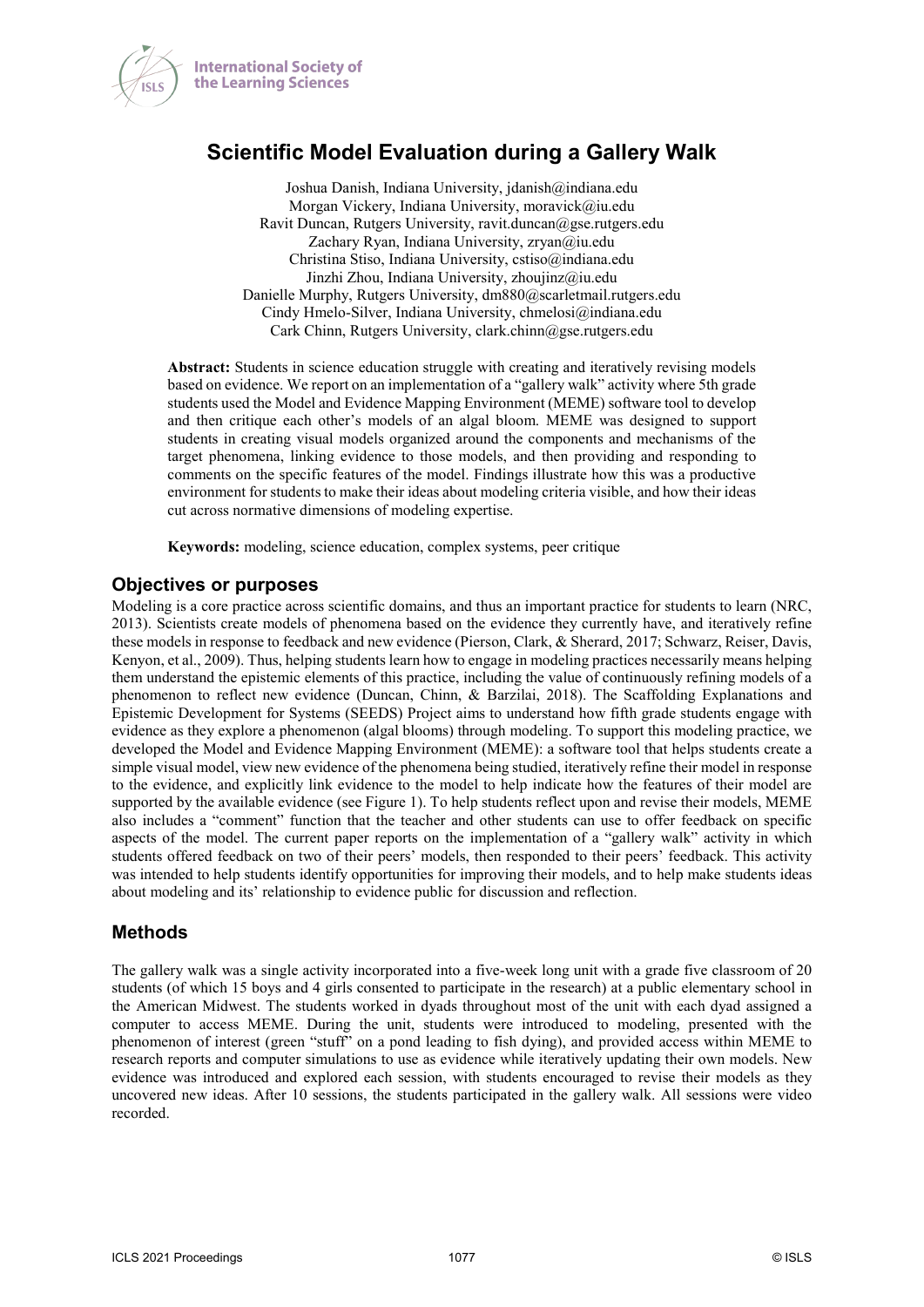# Scientific Model Evaluation during a Gallery Walk

Joshua Danish, Indiana University, jdanish@indiana.edu
Morgan Vickery, Indiana University, moravick@iu.edu
Ravit Duncan, Rutgers University, ravit.duncan@gse.rutgers.edu
Zachary Ryan, Indiana University, zryan@iu.edu
Christina Stiso, Indiana University, cstiso@indiana.edu
Jinzhi Zhou, Indiana University, zhoujinz@iu.edu
Danielle Murphy, Rutgers University, dm880@scarletmail.rutgers.edu
Cindy Hmelo-Silver, Indiana University, chmelosi@indiana.edu
Cark Chinn, Rutgers University, clark.chinn@gse.rutgers.edu

**Abstract:** Students in science education struggle with creating and iteratively revising models based on evidence. We report on an implementation of a "gallery walk" activity where 5th grade students used the Model and Evidence Mapping Environment (MEME) software tool to develop and then critique each other's models of an algal bloom. MEME was designed to support students in creating visual models organized around the components and mechanisms of the target phenomena, linking evidence to those models, and then providing and responding to comments on the specific features of the model. Findings illustrate how this was a productive environment for students to make their ideas about modeling criteria visible, and how their ideas cut across normative dimensions of modeling expertise.

**Keywords:** modeling, science education, complex systems, peer critique

## Objectives or purposes

Modeling is a core practice across scientific domains, and thus an important practice for students to learn (NRC, 2013). Scientists create models of phenomena based on the evidence they currently have, and iteratively refine these models in response to feedback and new evidence (Pierson, Clark, & Sherard, 2017; Schwarz, Reiser, Davis, Kenyon, et al., 2009). Thus, helping students learn how to engage in modeling practices necessarily means helping them understand the epistemic elements of this practice, including the value of continuously refining models of a phenomenon to reflect new evidence (Duncan, Chinn, & Barzilai, 2018). The Scaffolding Explanations and Epistemic Development for Systems (SEEDS) Project aims to understand how fifth grade students engage with evidence as they explore a phenomenon (algal blooms) through modeling. To support this modeling practice, we developed the Model and Evidence Mapping Environment (MEME): a software tool that helps students create a simple visual model, view new evidence of the phenomena being studied, iteratively refine their model in response to the evidence, and explicitly link evidence to the model to help indicate how the features of their model are supported by the available evidence (see Figure 1). To help students reflect upon and revise their models, MEME also includes a "comment" function that the teacher and other students can use to offer feedback on specific aspects of the model. The current paper reports on the implementation of a "gallery walk" activity in which students offered feedback on two of their peers' models, then responded to their peers' feedback. This activity was intended to help students identify opportunities for improving their models, and to help make students ideas about modeling and its' relationship to evidence public for discussion and reflection.

## Methods

The gallery walk was a single activity incorporated into a five-week long unit with a grade five classroom of 20 students (of which 15 boys and 4 girls consented to participate in the research) at a public elementary school in the American Midwest. The students worked in dyads throughout most of the unit with each dyad assigned a computer to access MEME. During the unit, students were introduced to modeling, presented with the phenomenon of interest (green "stuff" on a pond leading to fish dying), and provided access within MEME to research reports and computer simulations to use as evidence while iteratively updating their own models. New evidence was introduced and explored each session, with students encouraged to revise their models as they uncovered new ideas. After 10 sessions, the students participated in the gallery walk. All sessions were video recorded.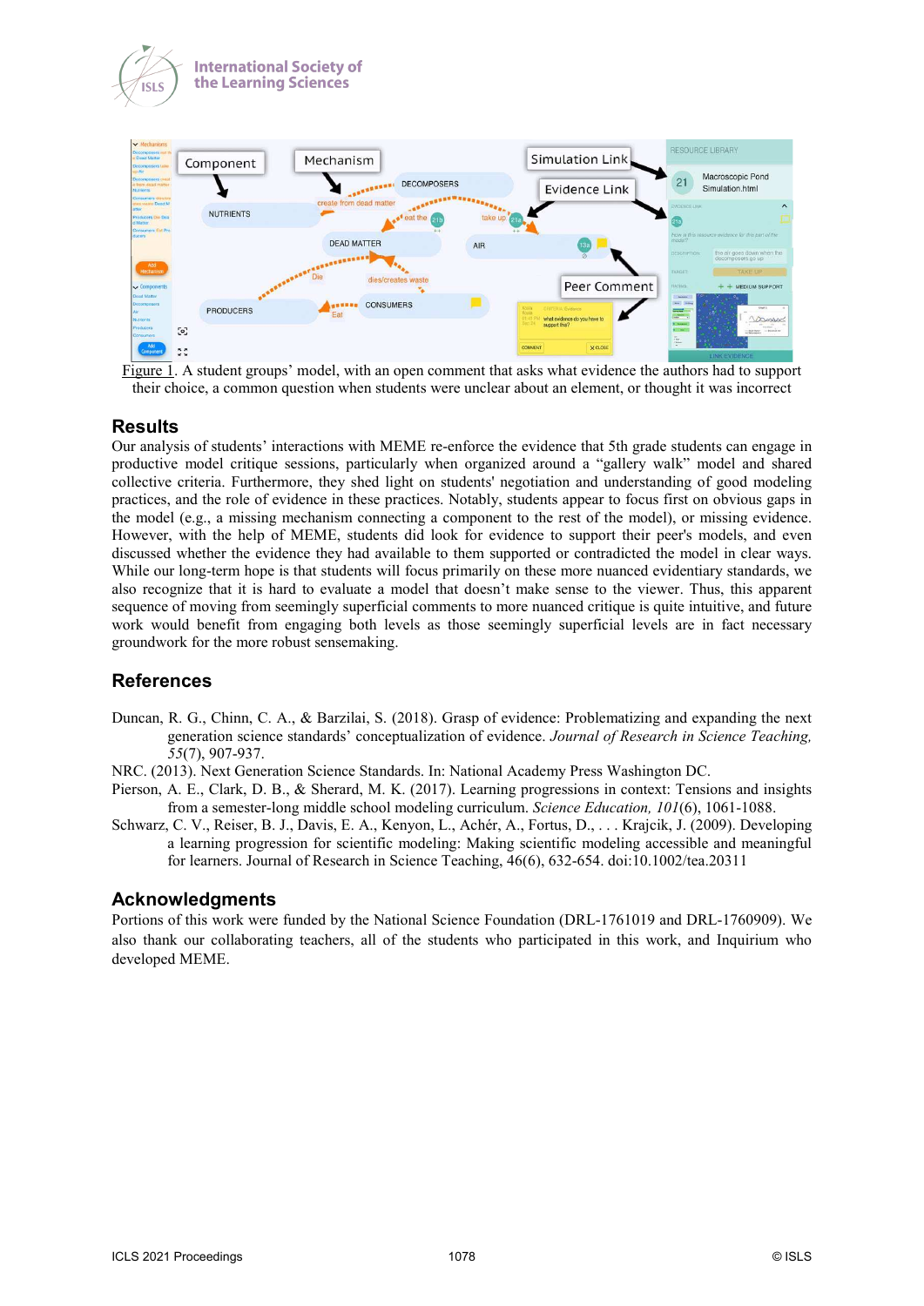Figure 1. A student groups' model, with an open comment that asks what evidence the authors had to support their choice, a common question when students were unclear about an element, or thought it was incorrect

## Results

Our analysis of students' interactions with MEME re-enforce the evidence that 5th grade students can engage in productive model critique sessions, particularly when organized around a "gallery walk" model and shared collective criteria. Furthermore, they shed light on students' negotiation and understanding of good modeling practices, and the role of evidence in these practices. Notably, students appear to focus first on obvious gaps in the model (e.g., a missing mechanism connecting a component to the rest of the model), or missing evidence. However, with the help of MEME, students did look for evidence to support their peer's models, and even discussed whether the evidence they had available to them supported or contradicted the model in clear ways. While our long-term hope is that students will focus primarily on these more nuanced evidentiary standards, we also recognize that it is hard to evaluate a model that doesn't make sense to the viewer. Thus, this apparent sequence of moving from seemingly superficial comments to more nuanced critique is quite intuitive, and future work would benefit from engaging both levels as those seemingly superficial levels are in fact necessary groundwork for the more robust sensemaking.

## References

Duncan, R. G., Chinn, C. A., & Barzilai, S. (2018). Grasp of evidence: Problematizing and expanding the next generation science standards' conceptualization of evidence. *Journal of Research in Science Teaching, 55*(7), 907-937.

NRC. (2013). Next Generation Science Standards. In: National Academy Press Washington DC.

Pierson, A. E., Clark, D. B., & Sherard, M. K. (2017). Learning progressions in context: Tensions and insights from a semester-long middle school modeling curriculum. *Science Education, 101*(6), 1061-1088.

Schwarz, C. V., Reiser, B. J., Davis, E. A., Kenyon, L., Achér, A., Fortus, D., . . . Krajcik, J. (2009). Developing a learning progression for scientific modeling: Making scientific modeling accessible and meaningful for learners. Journal of Research in Science Teaching, 46(6), 632-654. doi:10.1002/tea.20311

## Acknowledgments

Portions of this work were funded by the National Science Foundation (DRL-1761019 and DRL-1760909). We also thank our collaborating teachers, all of the students who participated in this work, and Inquirium who developed MEME.